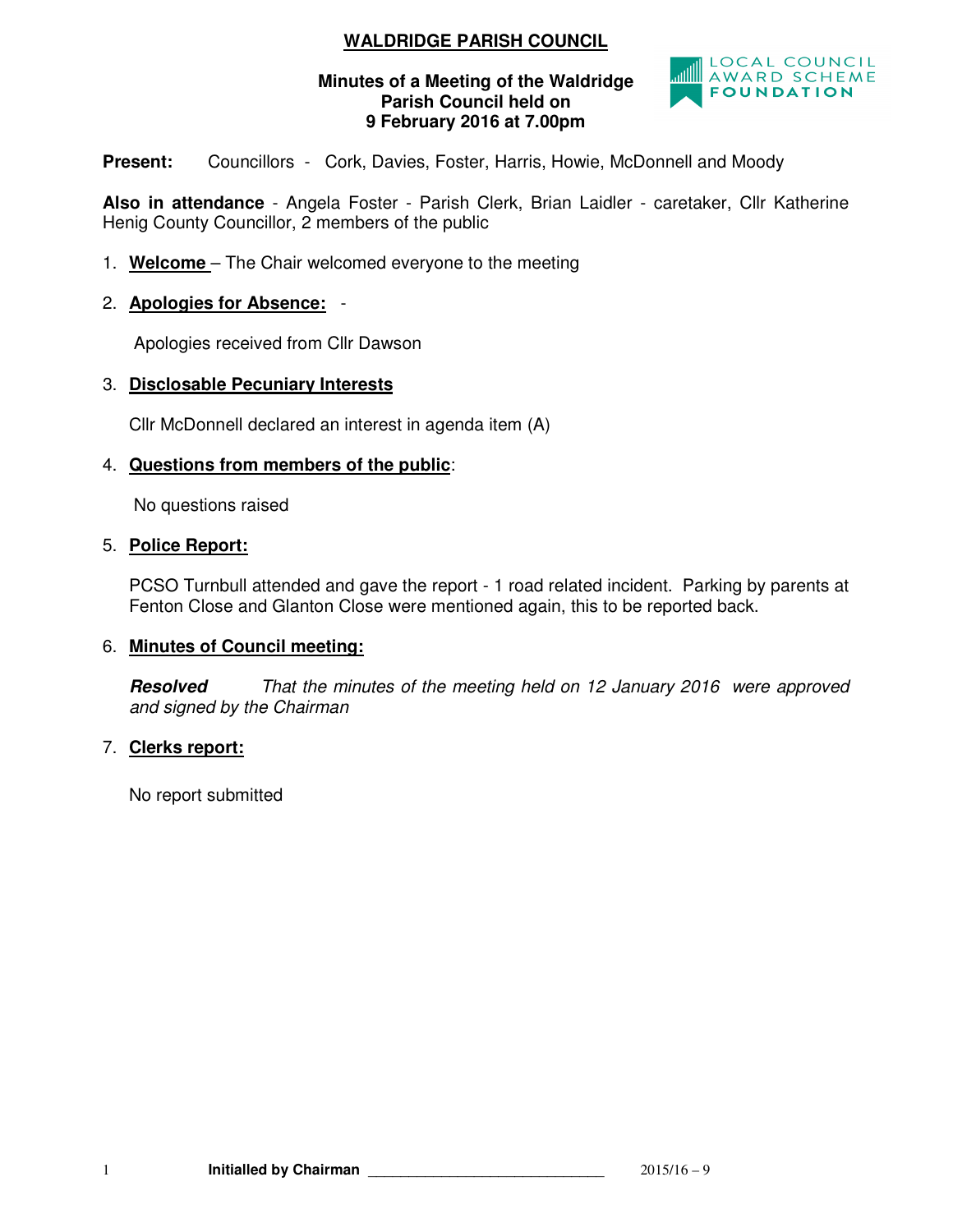# WALDRIDGE PARISH COUNCIL

**Minutes of a Meeting of the Waldridge Parish Council held on 9 February 2016 at 7.00pm**

LOCAL COUNCIL AWARD SCHEME FOUNDATION

**Present:** Councillors - Cork, Davies, Foster, Harris, Howie, McDonnell and Moody

**Also in attendance** - Angela Foster - Parish Clerk, Brian Laidler - caretaker, Cllr Katherine Henig County Councillor, 2 members of the public

1. **Welcome** – The Chair welcomed everyone to the meeting

2. **Apologies for Absence:** -

   Apologies received from Cllr Dawson

3. **Disclosable Pecuniary Interests**

   Cllr McDonnell declared an interest in agenda item (A)

4. **Questions from members of the public**:

   No questions raised

5. **Police Report:**

   PCSO Turnbull attended and gave the report - 1 road related incident. Parking by parents at Fenton Close and Glanton Close were mentioned again, this to be reported back.

6. **Minutes of Council meeting:**

   ***Resolved*** *That the minutes of the meeting held on 12 January 2016 were approved and signed by the Chairman*

7. **Clerks report:**

   No report submitted

**Initialled by Chairman** ______________________________ 2015/16 – 9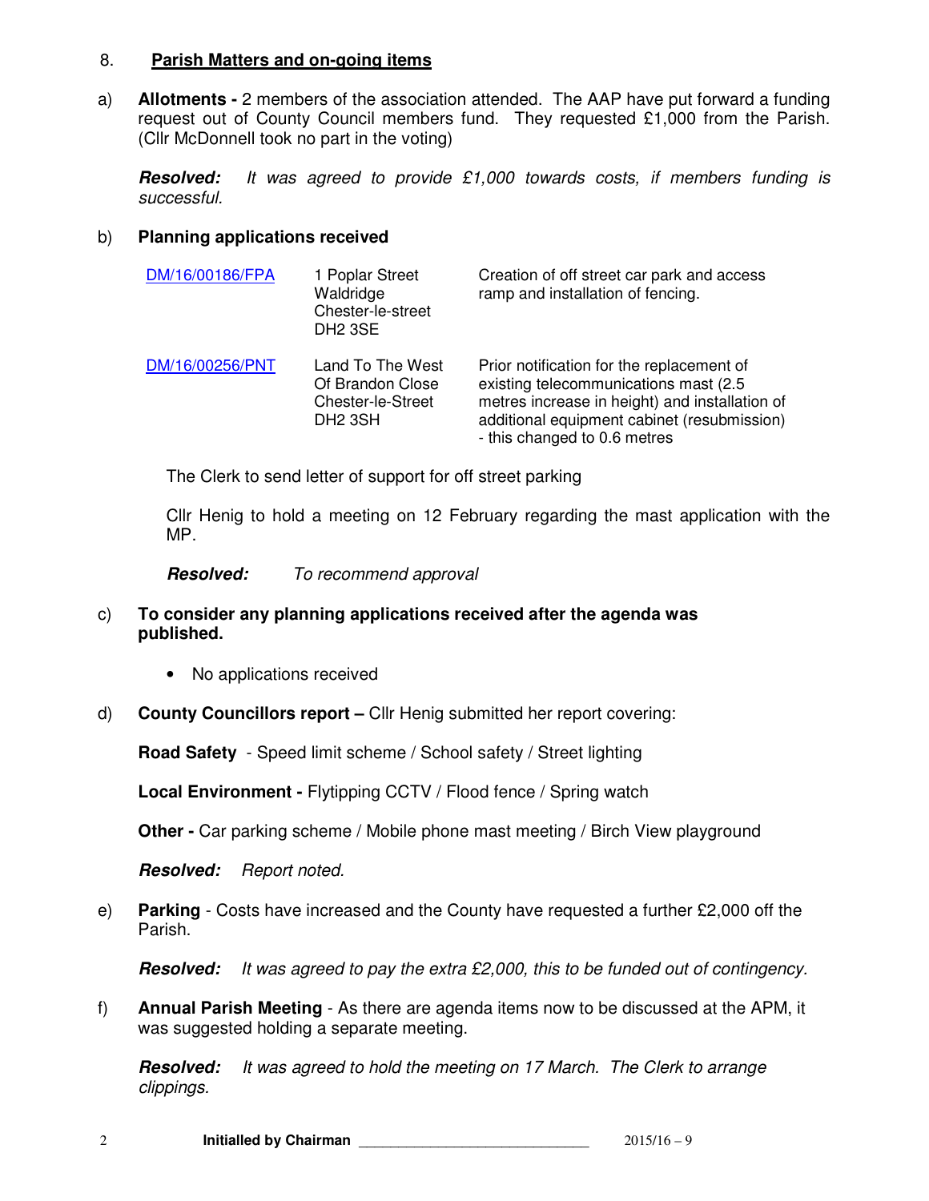8. **Parish Matters and on-going items**

a) **Allotments -** 2 members of the association attended. The AAP have put forward a funding request out of County Council members fund. They requested £1,000 from the Parish. (Cllr McDonnell took no part in the voting)

***Resolved:*** *It was agreed to provide £1,000 towards costs, if members funding is successful.*

b) **Planning applications received**

| | | |
|---|---|---|
| DM/16/00186/FPA | 1 Poplar Street Waldridge Chester-le-street DH2 3SE | Creation of off street car park and access ramp and installation of fencing. |
| DM/16/00256/PNT | Land To The West Of Brandon Close Chester-le-Street DH2 3SH | Prior notification for the replacement of existing telecommunications mast (2.5 metres increase in height) and installation of additional equipment cabinet (resubmission) - this changed to 0.6 metres |

The Clerk to send letter of support for off street parking

Cllr Henig to hold a meeting on 12 February regarding the mast application with the MP.

***Resolved:*** *To recommend approval*

c) **To consider any planning applications received after the agenda was published.**

- No applications received

d) **County Councillors report –** Cllr Henig submitted her report covering:

**Road Safety** - Speed limit scheme / School safety / Street lighting

**Local Environment -** Flytipping CCTV / Flood fence / Spring watch

**Other -** Car parking scheme / Mobile phone mast meeting / Birch View playground

***Resolved:*** *Report noted.*

e) **Parking** - Costs have increased and the County have requested a further £2,000 off the Parish.

***Resolved:*** *It was agreed to pay the extra £2,000, this to be funded out of contingency.*

f) **Annual Parish Meeting** - As there are agenda items now to be discussed at the APM, it was suggested holding a separate meeting.

***Resolved:*** *It was agreed to hold the meeting on 17 March. The Clerk to arrange clippings.*

**Initialled by Chairman** ______________________________ 2015/16 – 9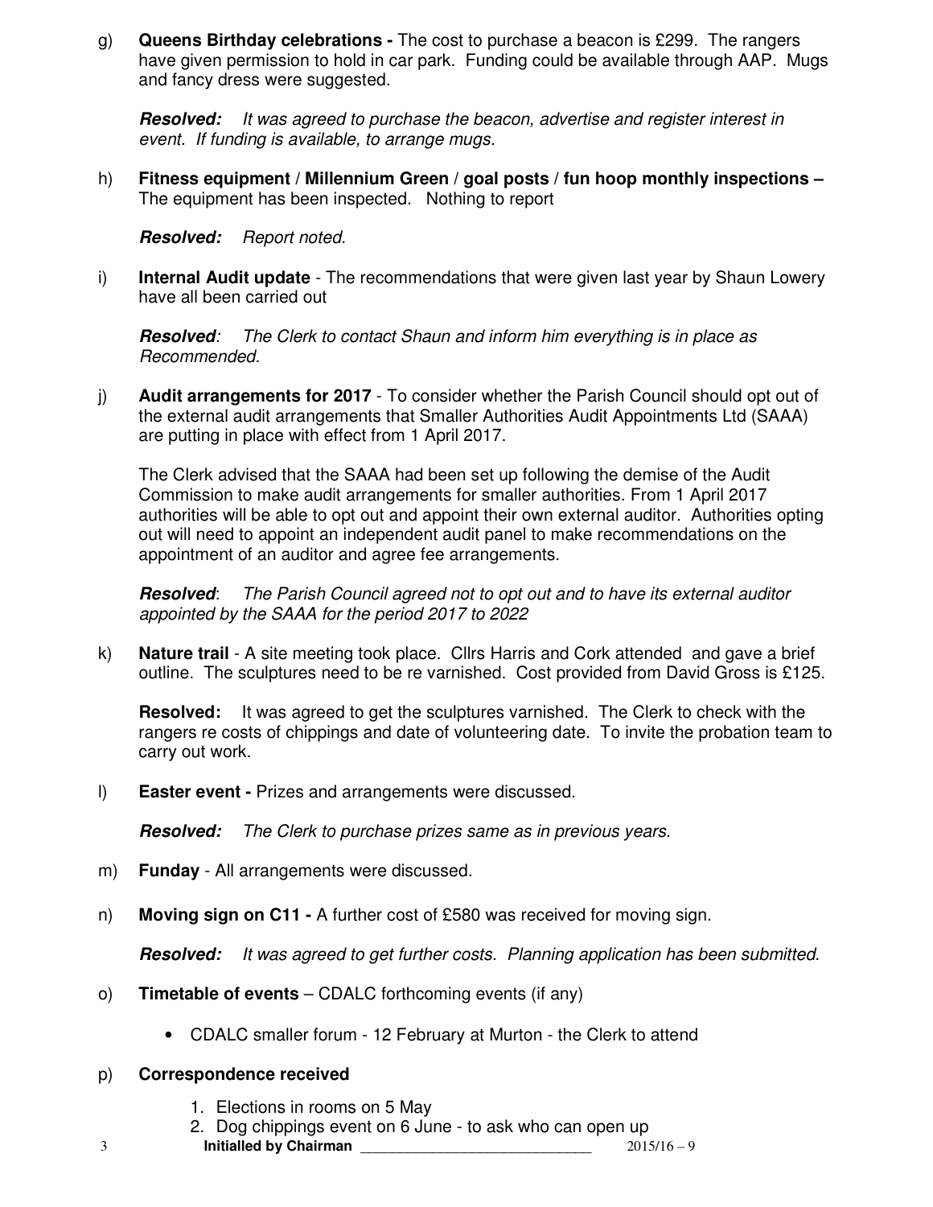g) **Queens Birthday celebrations -** The cost to purchase a beacon is £299. The rangers have given permission to hold in car park. Funding could be available through AAP. Mugs and fancy dress were suggested.

***Resolved:*** *It was agreed to purchase the beacon, advertise and register interest in event. If funding is available, to arrange mugs.*

h) **Fitness equipment / Millennium Green / goal posts / fun hoop monthly inspections –** The equipment has been inspected. Nothing to report

***Resolved:*** *Report noted.*

i) **Internal Audit update** - The recommendations that were given last year by Shaun Lowery have all been carried out

***Resolved***: *The Clerk to contact Shaun and inform him everything is in place as Recommended.*

j) **Audit arrangements for 2017** - To consider whether the Parish Council should opt out of the external audit arrangements that Smaller Authorities Audit Appointments Ltd (SAAA) are putting in place with effect from 1 April 2017.

The Clerk advised that the SAAA had been set up following the demise of the Audit Commission to make audit arrangements for smaller authorities. From 1 April 2017 authorities will be able to opt out and appoint their own external auditor. Authorities opting out will need to appoint an independent audit panel to make recommendations on the appointment of an auditor and agree fee arrangements.

***Resolved***: *The Parish Council agreed not to opt out and to have its external auditor appointed by the SAAA for the period 2017 to 2022*

k) **Nature trail** - A site meeting took place. Cllrs Harris and Cork attended and gave a brief outline. The sculptures need to be re varnished. Cost provided from David Gross is £125.

**Resolved:** It was agreed to get the sculptures varnished. The Clerk to check with the rangers re costs of chippings and date of volunteering date. To invite the probation team to carry out work.

l) **Easter event -** Prizes and arrangements were discussed.

***Resolved:*** *The Clerk to purchase prizes same as in previous years.*

m) **Funday** - All arrangements were discussed.

n) **Moving sign on C11 -** A further cost of £580 was received for moving sign.

***Resolved:*** *It was agreed to get further costs. Planning application has been submitted.*

o) **Timetable of events** – CDALC forthcoming events (if any)

- CDALC smaller forum - 12 February at Murton - the Clerk to attend

p) **Correspondence received**

1. Elections in rooms on 5 May
2. Dog chippings event on 6 June - to ask who can open up

**Initialled by Chairman** ____________________________ 2015/16 – 9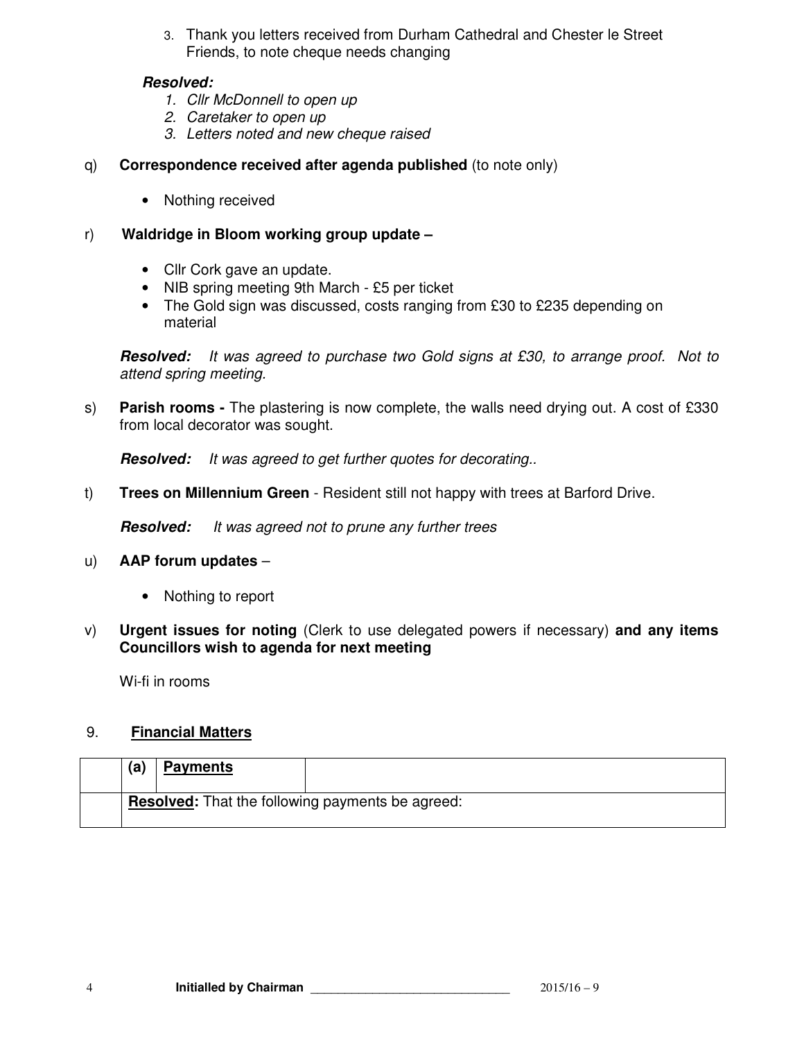3. Thank you letters received from Durham Cathedral and Chester le Street Friends, to note cheque needs changing

***Resolved:***

1. *Cllr McDonnell to open up*
2. *Caretaker to open up*
3. *Letters noted and new cheque raised*

q) **Correspondence received after agenda published** (to note only)

- Nothing received

r) **Waldridge in Bloom working group update –**

- Cllr Cork gave an update.
- NIB spring meeting 9th March - £5 per ticket
- The Gold sign was discussed, costs ranging from £30 to £235 depending on material

***Resolved:*** *It was agreed to purchase two Gold signs at £30, to arrange proof. Not to attend spring meeting.*

s) **Parish rooms -** The plastering is now complete, the walls need drying out. A cost of £330 from local decorator was sought.

***Resolved:*** *It was agreed to get further quotes for decorating..*

t) **Trees on Millennium Green** - Resident still not happy with trees at Barford Drive.

***Resolved:*** *It was agreed not to prune any further trees*

u) **AAP forum updates** –

- Nothing to report

v) **Urgent issues for noting** (Clerk to use delegated powers if necessary) **and any items Councillors wish to agenda for next meeting**

Wi-fi in rooms

## 9. Financial Matters

| | (a) | Payments | |
|---|---|---|---|
| | **Resolved:** That the following payments be agreed: | | |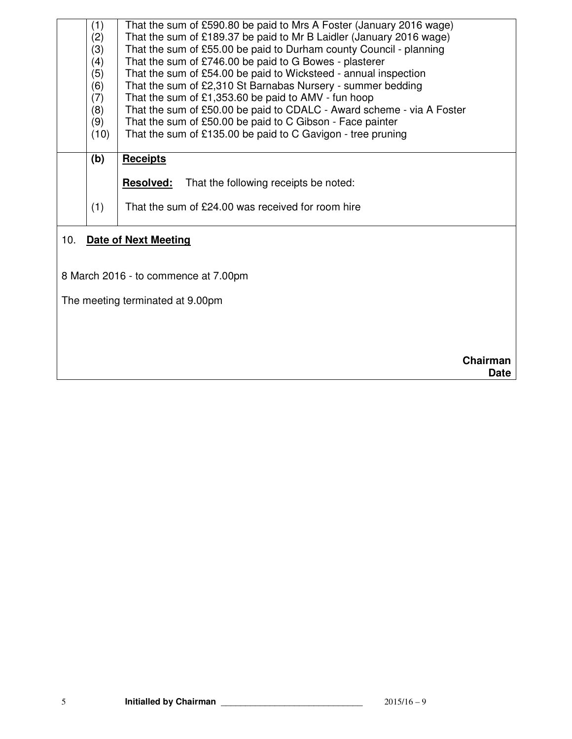| | | |
|---|---|---|
| | (1) | That the sum of £590.80 be paid to Mrs A Foster (January 2016 wage) |
| | (2) | That the sum of £189.37 be paid to Mr B Laidler (January 2016 wage) |
| | (3) | That the sum of £55.00 be paid to Durham county Council - planning |
| | (4) | That the sum of £746.00 be paid to G Bowes - plasterer |
| | (5) | That the sum of £54.00 be paid to Wicksteed - annual inspection |
| | (6) | That the sum of £2,310 St Barnabas Nursery - summer bedding |
| | (7) | That the sum of £1,353.60 be paid to AMV - fun hoop |
| | (8) | That the sum of £50.00 be paid to CDALC - Award scheme - via A Foster |
| | (9) | That the sum of £50.00 be paid to C Gibson - Face painter |
| | (10) | That the sum of £135.00 be paid to C Gavigon - tree pruning |
| | **(b)** | **Receipts**<br><br>**Resolved:** That the following receipts be noted: |
| | (1) | That the sum of £24.00 was received for room hire |

10. **Date of Next Meeting**

8 March 2016 - to commence at 7.00pm

The meeting terminated at 9.00pm

**Chairman**
**Date**

**Initialled by Chairman** ______________________________ 2015/16 – 9